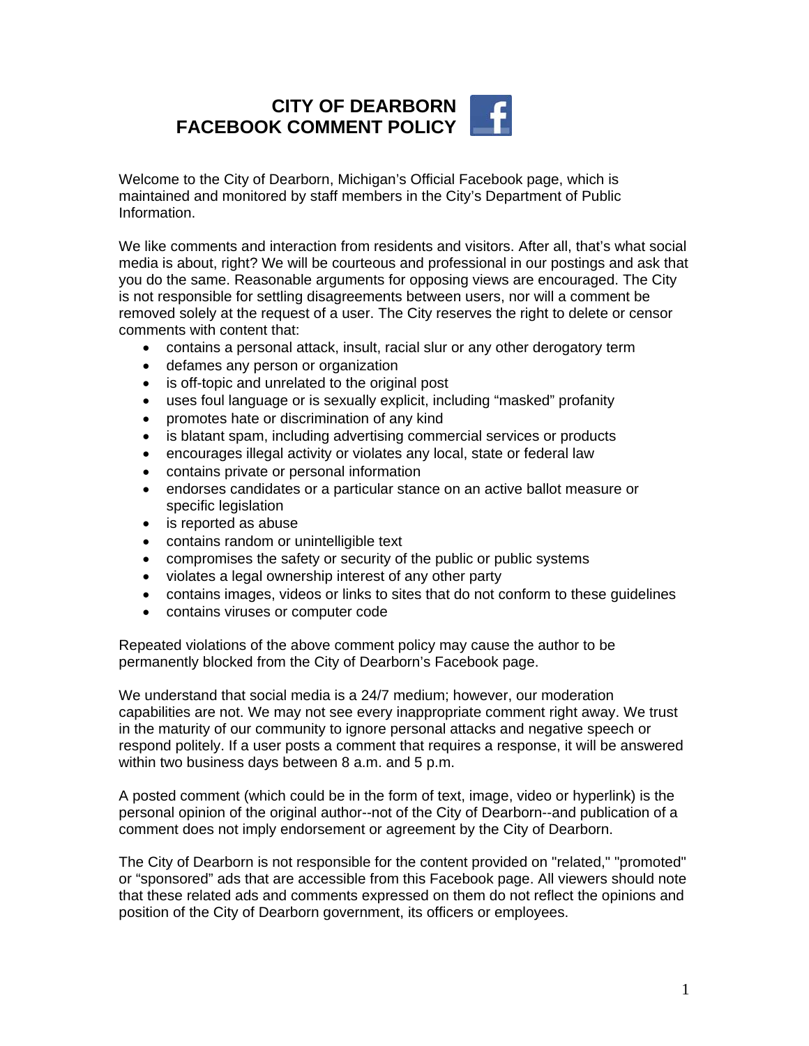# CITY OF DEARBORN FACEBOOK COMMENT POLICY

Welcome to the City of Dearborn, Michigan's Official Facebook page, which is maintained and monitored by staff members in the City's Department of Public Information.

We like comments and interaction from residents and visitors. After all, that's what social media is about, right? We will be courteous and professional in our postings and ask that you do the same. Reasonable arguments for opposing views are encouraged. The City is not responsible for settling disagreements between users, nor will a comment be removed solely at the request of a user. The City reserves the right to delete or censor comments with content that:

- contains a personal attack, insult, racial slur or any other derogatory term
- defames any person or organization
- is off-topic and unrelated to the original post
- uses foul language or is sexually explicit, including "masked" profanity
- promotes hate or discrimination of any kind
- is blatant spam, including advertising commercial services or products
- encourages illegal activity or violates any local, state or federal law
- contains private or personal information
- endorses candidates or a particular stance on an active ballot measure or specific legislation
- is reported as abuse
- contains random or unintelligible text
- compromises the safety or security of the public or public systems
- violates a legal ownership interest of any other party
- contains images, videos or links to sites that do not conform to these guidelines
- contains viruses or computer code

Repeated violations of the above comment policy may cause the author to be permanently blocked from the City of Dearborn's Facebook page.

We understand that social media is a 24/7 medium; however, our moderation capabilities are not. We may not see every inappropriate comment right away. We trust in the maturity of our community to ignore personal attacks and negative speech or respond politely. If a user posts a comment that requires a response, it will be answered within two business days between 8 a.m. and 5 p.m.

A posted comment (which could be in the form of text, image, video or hyperlink) is the personal opinion of the original author--not of the City of Dearborn--and publication of a comment does not imply endorsement or agreement by the City of Dearborn.

The City of Dearborn is not responsible for the content provided on "related," "promoted" or "sponsored" ads that are accessible from this Facebook page. All viewers should note that these related ads and comments expressed on them do not reflect the opinions and position of the City of Dearborn government, its officers or employees.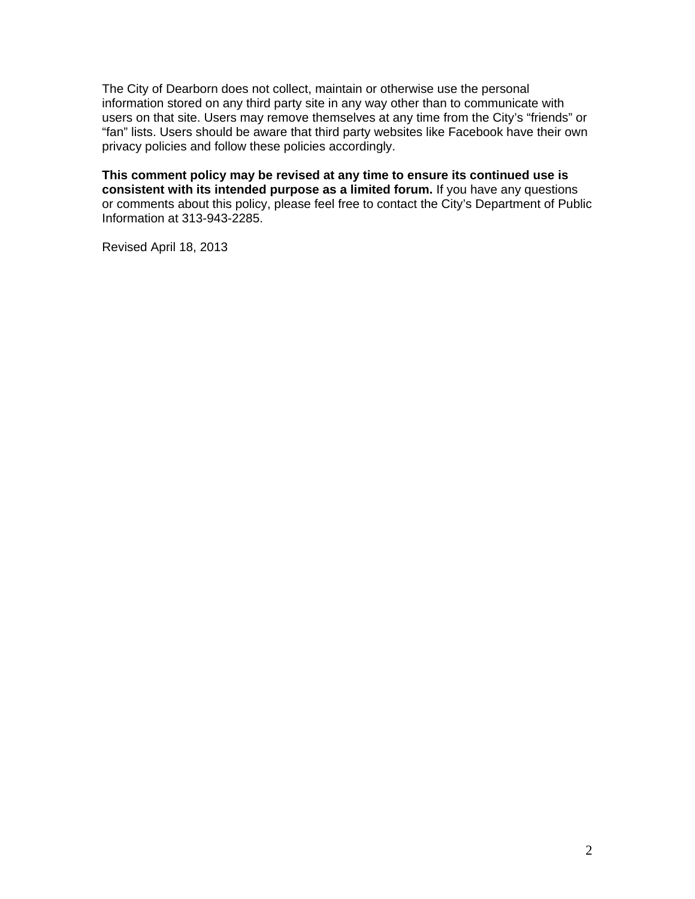The City of Dearborn does not collect, maintain or otherwise use the personal information stored on any third party site in any way other than to communicate with users on that site. Users may remove themselves at any time from the City's "friends" or "fan" lists. Users should be aware that third party websites like Facebook have their own privacy policies and follow these policies accordingly.

**This comment policy may be revised at any time to ensure its continued use is consistent with its intended purpose as a limited forum.** If you have any questions or comments about this policy, please feel free to contact the City's Department of Public Information at 313-943-2285.

Revised April 18, 2013